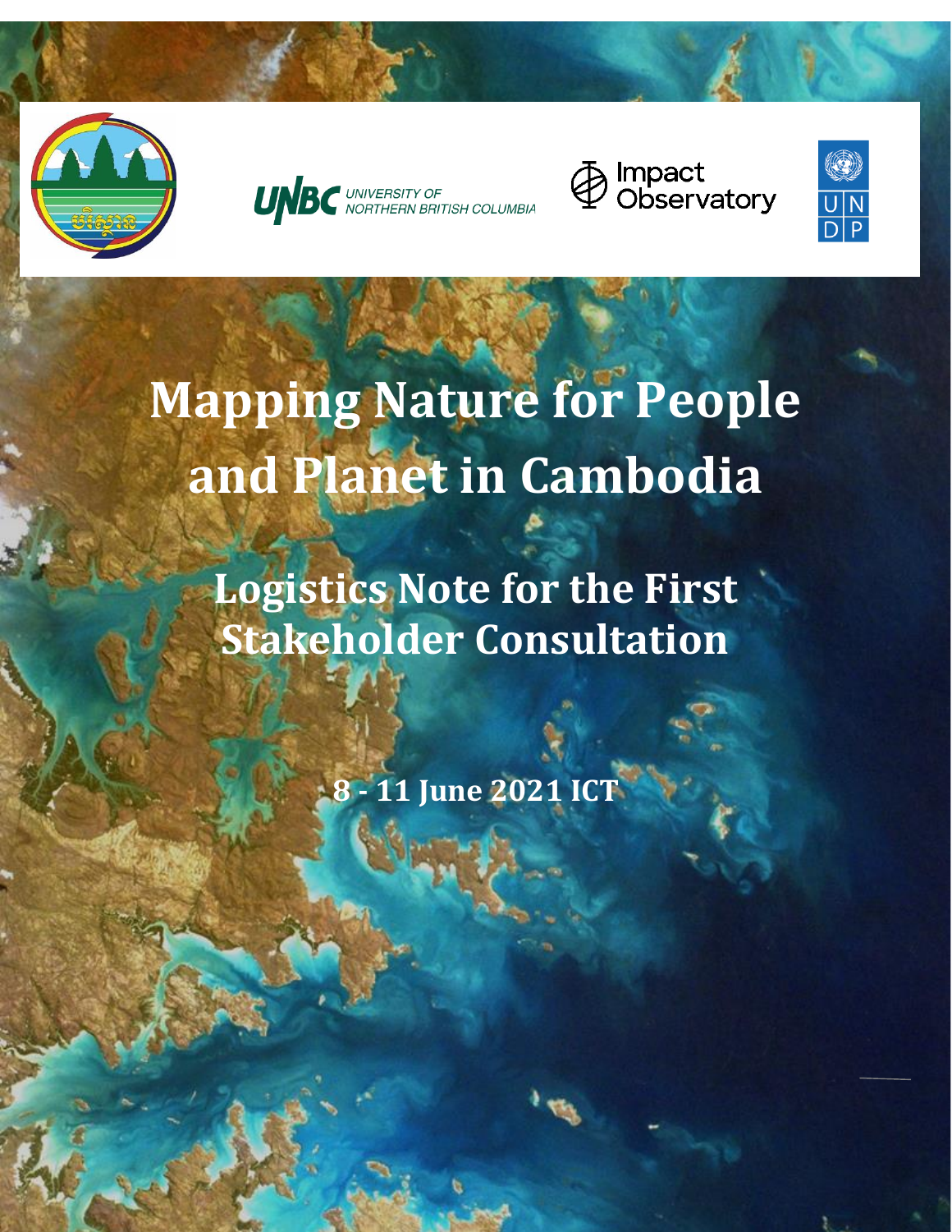# Mapping Nature for People and Planet in Cambodia

## Logistics Note for the First Stakeholder Consultation

**8 - 11 June 2021 ICT**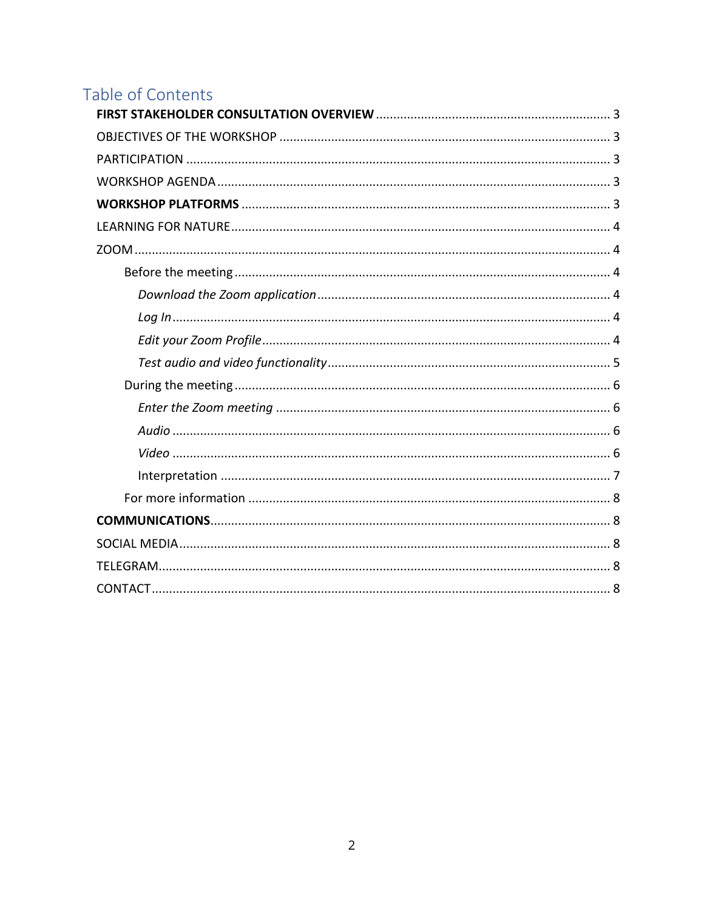# Table of Contents

**FIRST STAKEHOLDER CONSULTATION OVERVIEW** .................... 3

OBJECTIVES OF THE WORKSHOP .................... 3

PARTICIPATION .................... 3

WORKSHOP AGENDA .................... 3

**WORKSHOP PLATFORMS** .................... 3

LEARNING FOR NATURE .................... 4

ZOOM .................... 4

- Before the meeting .................... 4
  - *Download the Zoom application* .................... 4
  - *Log In* .................... 4
  - *Edit your Zoom Profile* .................... 4
  - *Test audio and video functionality* .................... 5
- During the meeting .................... 6
  - *Enter the Zoom meeting* .................... 6
  - *Audio* .................... 6
  - *Video* .................... 6
  - Interpretation .................... 7
- For more information .................... 8

**COMMUNICATIONS** .................... 8

SOCIAL MEDIA .................... 8

TELEGRAM .................... 8

CONTACT .................... 8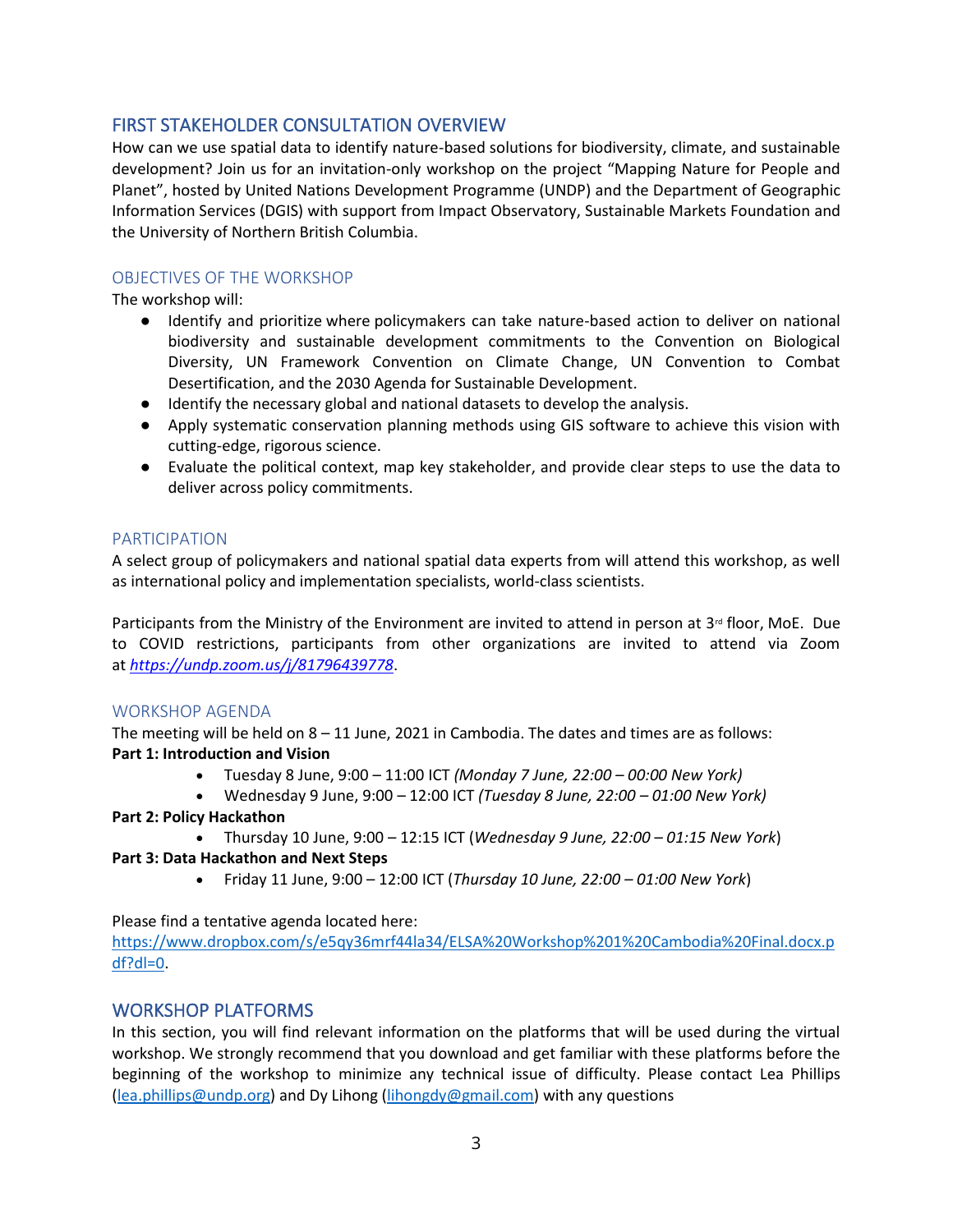## FIRST STAKEHOLDER CONSULTATION OVERVIEW

How can we use spatial data to identify nature-based solutions for biodiversity, climate, and sustainable development? Join us for an invitation-only workshop on the project "Mapping Nature for People and Planet", hosted by United Nations Development Programme (UNDP) and the Department of Geographic Information Services (DGIS) with support from Impact Observatory, Sustainable Markets Foundation and the University of Northern British Columbia.

### OBJECTIVES OF THE WORKSHOP

The workshop will:

- Identify and prioritize where policymakers can take nature-based action to deliver on national biodiversity and sustainable development commitments to the Convention on Biological Diversity, UN Framework Convention on Climate Change, UN Convention to Combat Desertification, and the 2030 Agenda for Sustainable Development.
- Identify the necessary global and national datasets to develop the analysis.
- Apply systematic conservation planning methods using GIS software to achieve this vision with cutting-edge, rigorous science.
- Evaluate the political context, map key stakeholder, and provide clear steps to use the data to deliver across policy commitments.

### PARTICIPATION

A select group of policymakers and national spatial data experts from will attend this workshop, as well as international policy and implementation specialists, world-class scientists.

Participants from the Ministry of the Environment are invited to attend in person at 3rd floor, MoE. Due to COVID restrictions, participants from other organizations are invited to attend via Zoom at *https://undp.zoom.us/j/81796439778*.

### WORKSHOP AGENDA

The meeting will be held on 8 – 11 June, 2021 in Cambodia. The dates and times are as follows:

**Part 1: Introduction and Vision**

- Tuesday 8 June, 9:00 – 11:00 ICT *(Monday 7 June, 22:00 – 00:00 New York)*
- Wednesday 9 June, 9:00 – 12:00 ICT *(Tuesday 8 June, 22:00 – 01:00 New York)*

**Part 2: Policy Hackathon**

- Thursday 10 June, 9:00 – 12:15 ICT (*Wednesday 9 June, 22:00 – 01:15 New York*)

**Part 3: Data Hackathon and Next Steps**

- Friday 11 June, 9:00 – 12:00 ICT (*Thursday 10 June, 22:00 – 01:00 New York*)

Please find a tentative agenda located here:
https://www.dropbox.com/s/e5qy36mrf44la34/ELSA%20Workshop%201%20Cambodia%20Final.docx.pdf?dl=0.

## WORKSHOP PLATFORMS

In this section, you will find relevant information on the platforms that will be used during the virtual workshop. We strongly recommend that you download and get familiar with these platforms before the beginning of the workshop to minimize any technical issue of difficulty. Please contact Lea Phillips (lea.phillips@undp.org) and Dy Lihong (lihongdy@gmail.com) with any questions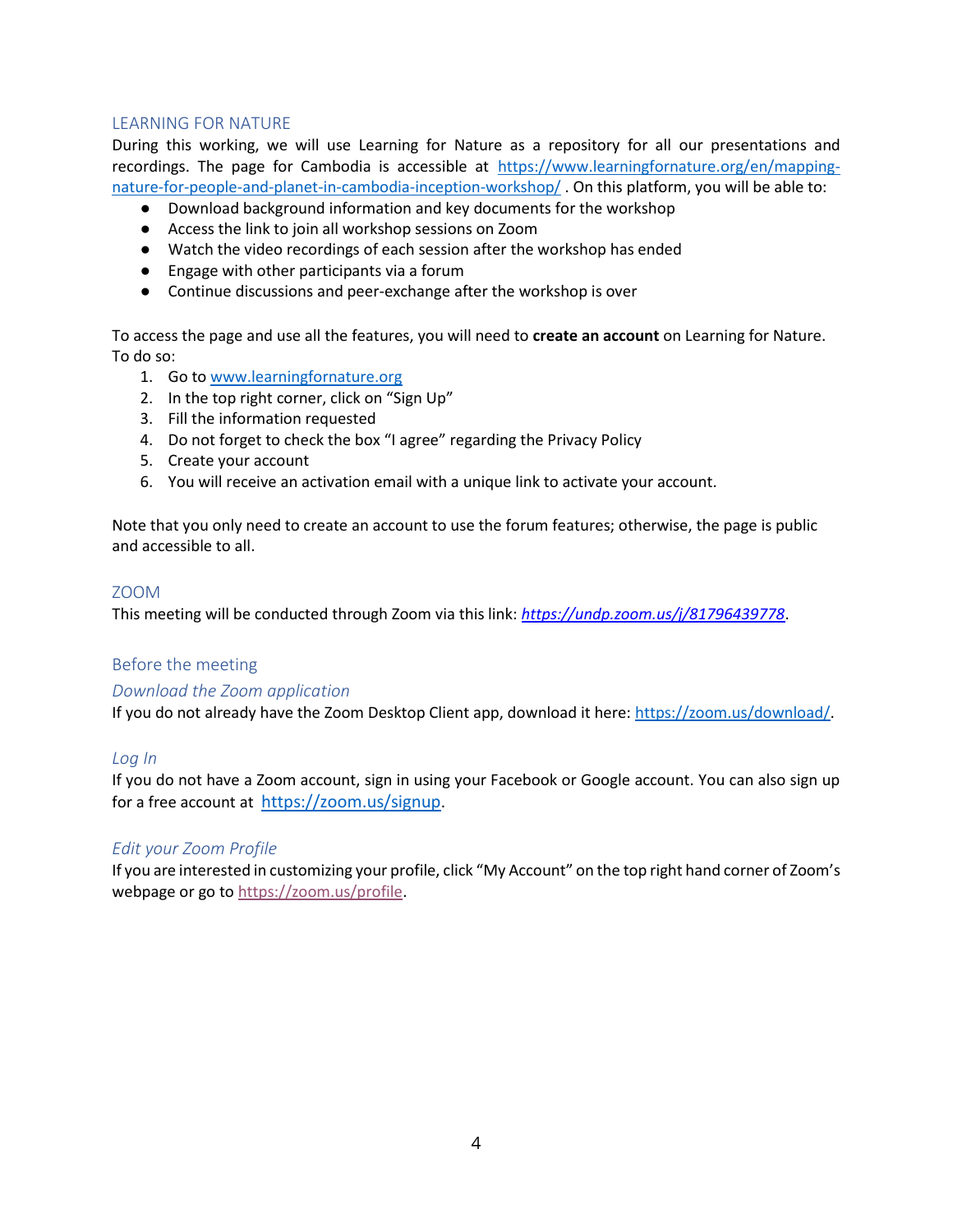## LEARNING FOR NATURE

During this working, we will use Learning for Nature as a repository for all our presentations and recordings. The page for Cambodia is accessible at https://www.learningfornature.org/en/mapping-nature-for-people-and-planet-in-cambodia-inception-workshop/ . On this platform, you will be able to:

- Download background information and key documents for the workshop
- Access the link to join all workshop sessions on Zoom
- Watch the video recordings of each session after the workshop has ended
- Engage with other participants via a forum
- Continue discussions and peer-exchange after the workshop is over

To access the page and use all the features, you will need to **create an account** on Learning for Nature. To do so:

1. Go to www.learningfornature.org
2. In the top right corner, click on "Sign Up"
3. Fill the information requested
4. Do not forget to check the box "I agree" regarding the Privacy Policy
5. Create your account
6. You will receive an activation email with a unique link to activate your account.

Note that you only need to create an account to use the forum features; otherwise, the page is public and accessible to all.

## ZOOM

This meeting will be conducted through Zoom via this link: *https://undp.zoom.us/j/81796439778*.

### Before the meeting

#### *Download the Zoom application*

If you do not already have the Zoom Desktop Client app, download it here: https://zoom.us/download/.

#### *Log In*

If you do not have a Zoom account, sign in using your Facebook or Google account. You can also sign up for a free account at https://zoom.us/signup.

#### *Edit your Zoom Profile*

If you are interested in customizing your profile, click "My Account" on the top right hand corner of Zoom's webpage or go to https://zoom.us/profile.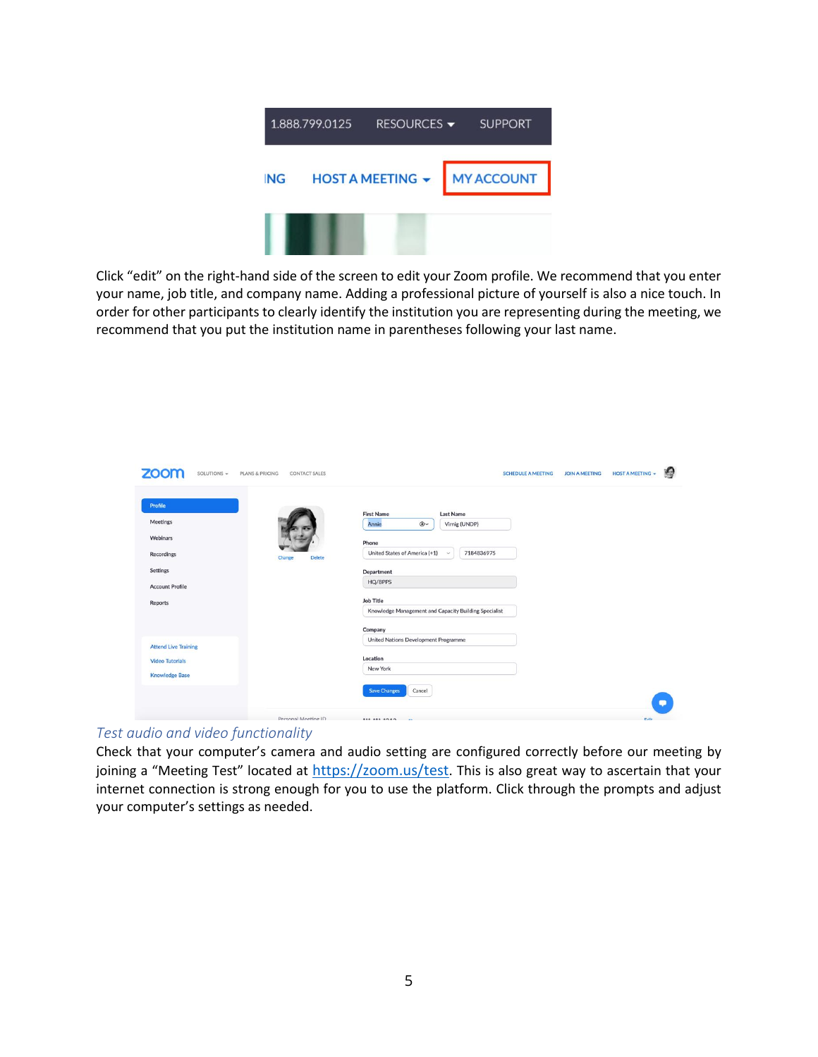Click “edit” on the right-hand side of the screen to edit your Zoom profile. We recommend that you enter your name, job title, and company name. Adding a professional picture of yourself is also a nice touch. In order for other participants to clearly identify the institution you are representing during the meeting, we recommend that you put the institution name in parentheses following your last name.

### *Test audio and video functionality*

Check that your computer’s camera and audio setting are configured correctly before our meeting by joining a “Meeting Test” located at [https://zoom.us/test](https://zoom.us/test). This is also great way to ascertain that your internet connection is strong enough for you to use the platform. Click through the prompts and adjust your computer’s settings as needed.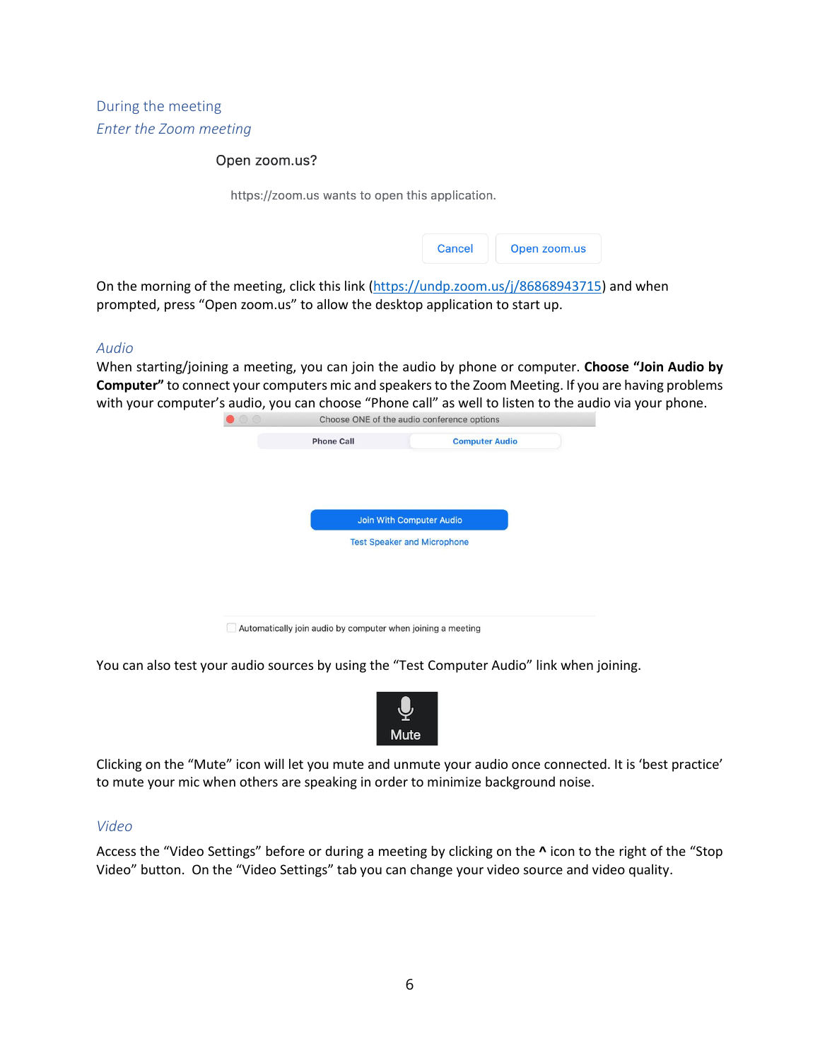## During the meeting

### *Enter the Zoom meeting*

Open zoom.us?

https://zoom.us wants to open this application.

Cancel | Open zoom.us

On the morning of the meeting, click this link ([https://undp.zoom.us/j/86868943715](https://undp.zoom.us/j/86868943715)) and when prompted, press "Open zoom.us" to allow the desktop application to start up.

### *Audio*

When starting/joining a meeting, you can join the audio by phone or computer. **Choose "Join Audio by Computer"** to connect your computers mic and speakers to the Zoom Meeting. If you are having problems with your computer's audio, you can choose "Phone call" as well to listen to the audio via your phone.

Choose ONE of the audio conference options

Phone Call | Computer Audio

Join With Computer Audio

Test Speaker and Microphone

Automatically join audio by computer when joining a meeting

You can also test your audio sources by using the "Test Computer Audio" link when joining.

Mute

Clicking on the "Mute" icon will let you mute and unmute your audio once connected. It is 'best practice' to mute your mic when others are speaking in order to minimize background noise.

### *Video*

Access the "Video Settings" before or during a meeting by clicking on the **^** icon to the right of the "Stop Video" button. On the "Video Settings" tab you can change your video source and video quality.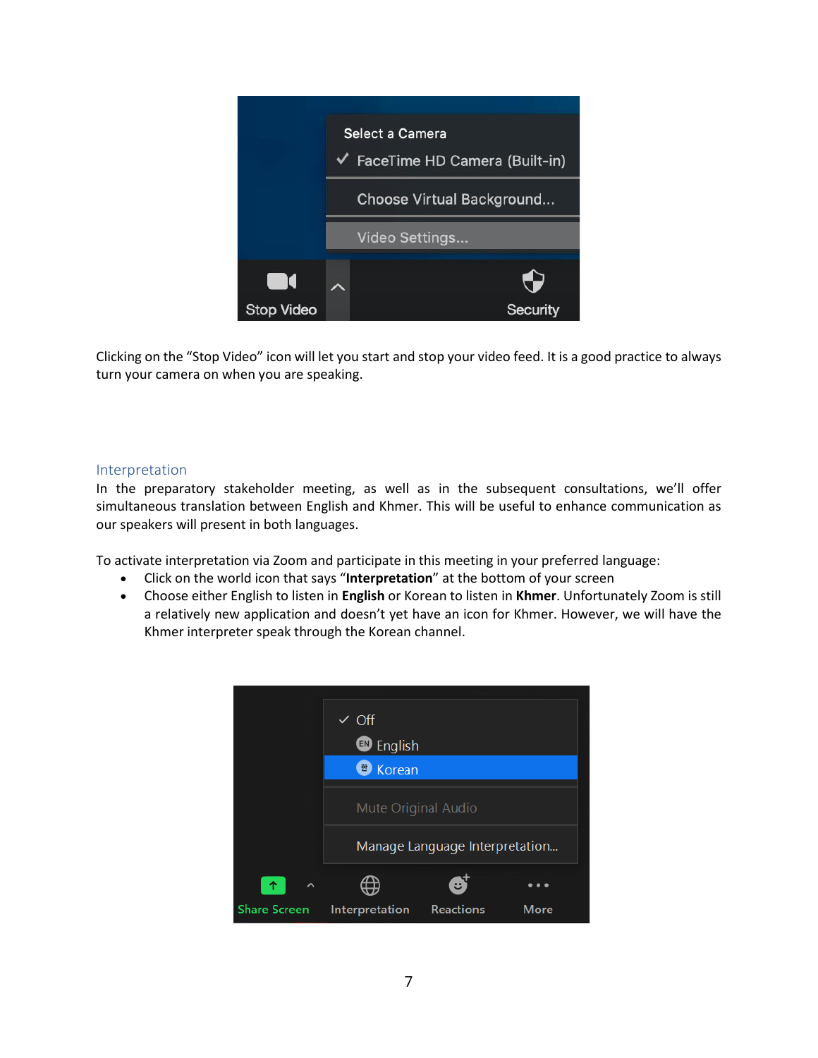Clicking on the “Stop Video” icon will let you start and stop your video feed. It is a good practice to always turn your camera on when you are speaking.

## Interpretation

In the preparatory stakeholder meeting, as well as in the subsequent consultations, we’ll offer simultaneous translation between English and Khmer. This will be useful to enhance communication as our speakers will present in both languages.

To activate interpretation via Zoom and participate in this meeting in your preferred language:

- Click on the world icon that says “**Interpretation**” at the bottom of your screen
- Choose either English to listen in **English** or Korean to listen in **Khmer**. Unfortunately Zoom is still a relatively new application and doesn’t yet have an icon for Khmer. However, we will have the Khmer interpreter speak through the Korean channel.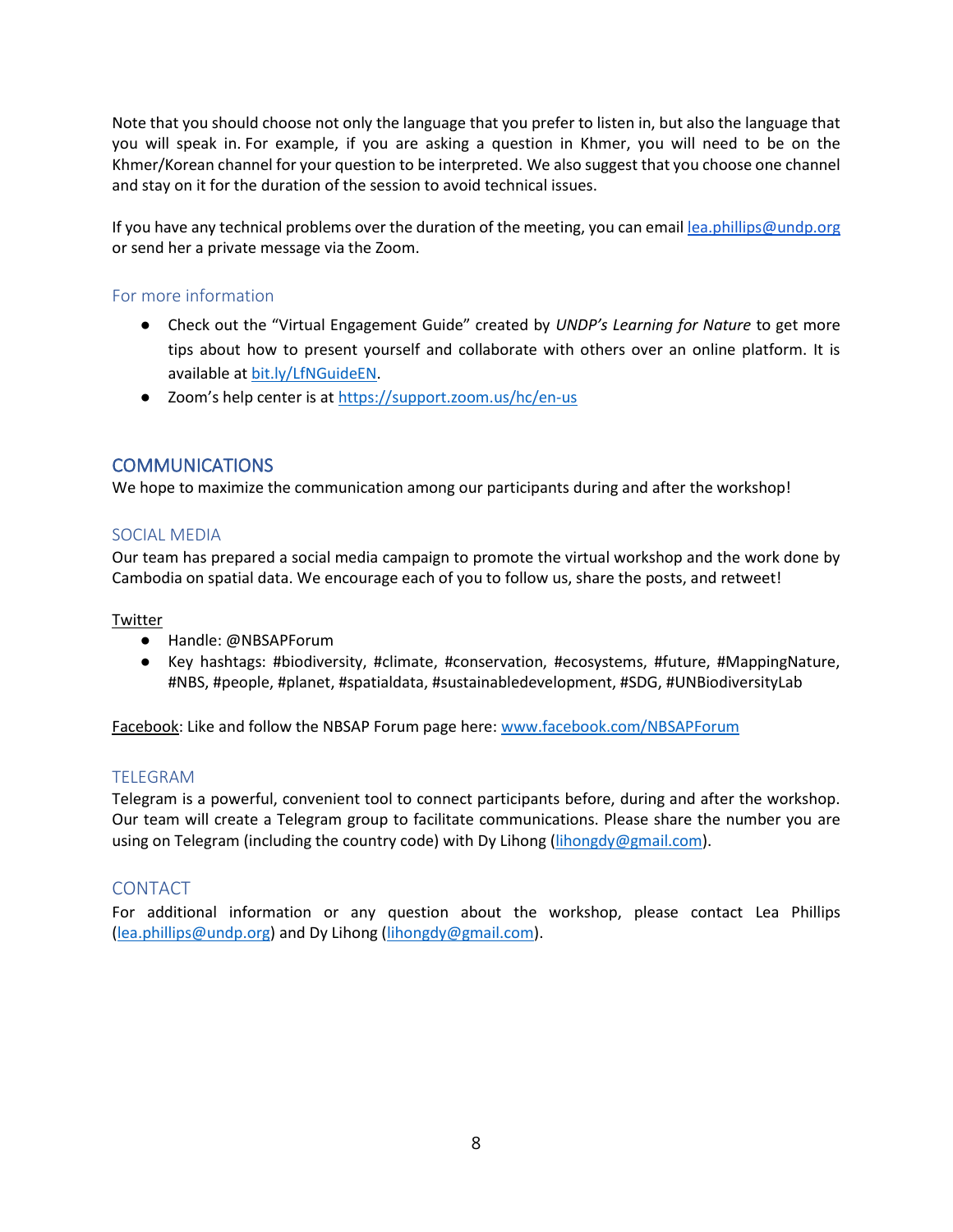Note that you should choose not only the language that you prefer to listen in, but also the language that you will speak in. For example, if you are asking a question in Khmer, you will need to be on the Khmer/Korean channel for your question to be interpreted. We also suggest that you choose one channel and stay on it for the duration of the session to avoid technical issues.

If you have any technical problems over the duration of the meeting, you can email lea.phillips@undp.org or send her a private message via the Zoom.

### For more information

- Check out the "Virtual Engagement Guide" created by *UNDP's Learning for Nature* to get more tips about how to present yourself and collaborate with others over an online platform. It is available at bit.ly/LfNGuideEN.
- Zoom's help center is at https://support.zoom.us/hc/en-us

## COMMUNICATIONS

We hope to maximize the communication among our participants during and after the workshop!

### SOCIAL MEDIA

Our team has prepared a social media campaign to promote the virtual workshop and the work done by Cambodia on spatial data. We encourage each of you to follow us, share the posts, and retweet!

Twitter

- Handle: @NBSAPForum
- Key hashtags: #biodiversity, #climate, #conservation, #ecosystems, #future, #MappingNature, #NBS, #people, #planet, #spatialdata, #sustainabledevelopment, #SDG, #UNBiodiversityLab

Facebook: Like and follow the NBSAP Forum page here: www.facebook.com/NBSAPForum

### TELEGRAM

Telegram is a powerful, convenient tool to connect participants before, during and after the workshop. Our team will create a Telegram group to facilitate communications. Please share the number you are using on Telegram (including the country code) with Dy Lihong (lihongdy@gmail.com).

### CONTACT

For additional information or any question about the workshop, please contact Lea Phillips (lea.phillips@undp.org) and Dy Lihong (lihongdy@gmail.com).